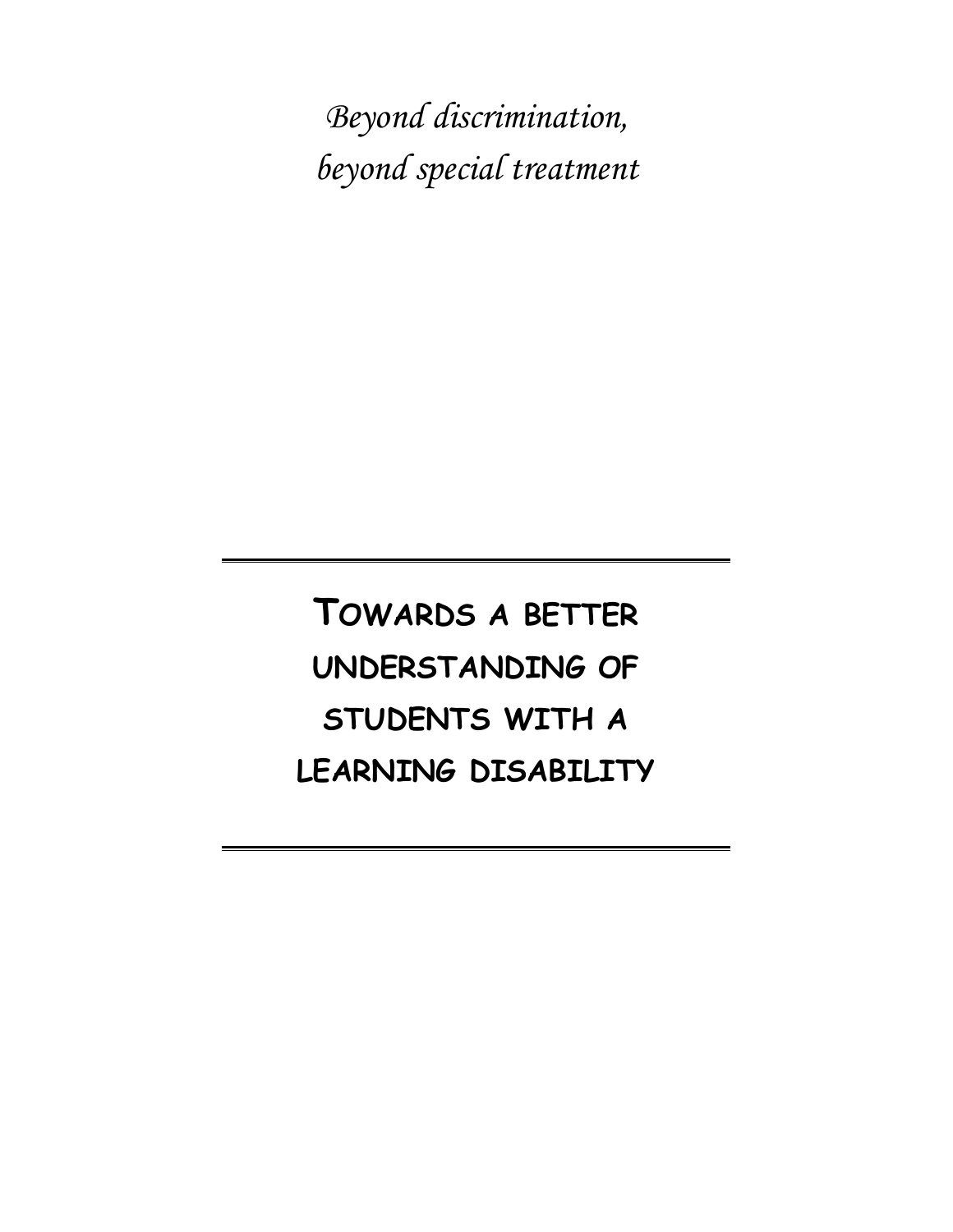*Beyond discrimination,*
*beyond special treatment*

---

# Towards a better understanding of students with a learning disability

---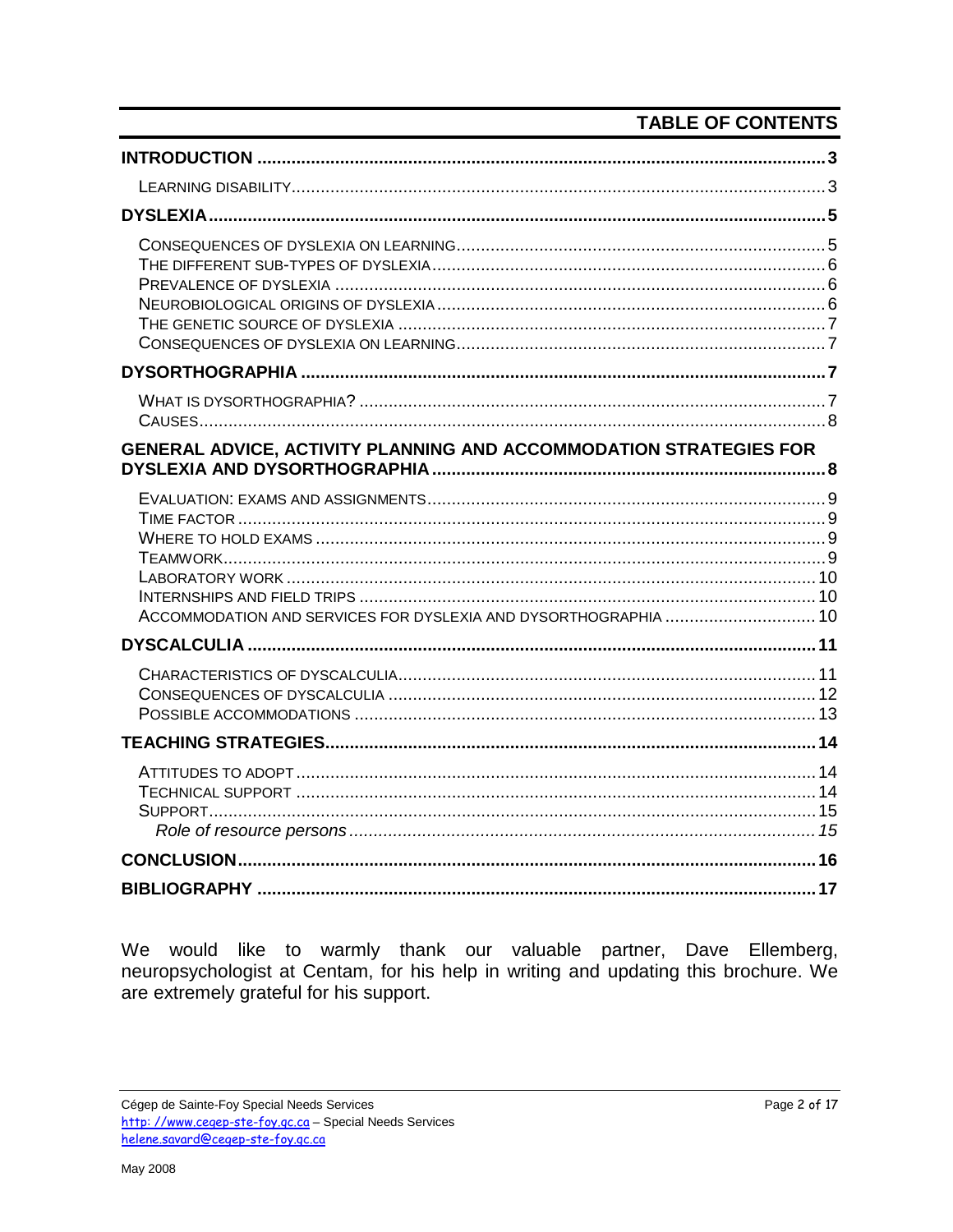# TABLE OF CONTENTS

**INTRODUCTION** ..... **3**

- LEARNING DISABILITY ..... 3

**DYSLEXIA** ..... **5**

- CONSEQUENCES OF DYSLEXIA ON LEARNING ..... 5
- THE DIFFERENT SUB-TYPES OF DYSLEXIA ..... 6
- PREVALENCE OF DYSLEXIA ..... 6
- NEUROBIOLOGICAL ORIGINS OF DYSLEXIA ..... 6
- THE GENETIC SOURCE OF DYSLEXIA ..... 7
- CONSEQUENCES OF DYSLEXIA ON LEARNING ..... 7

**DYSORTHOGRAPHIA** ..... **7**

- WHAT IS DYSORTHOGRAPHIA? ..... 7
- CAUSES ..... 8

**GENERAL ADVICE, ACTIVITY PLANNING AND ACCOMMODATION STRATEGIES FOR DYSLEXIA AND DYSORTHOGRAPHIA** ..... **8**

- EVALUATION: EXAMS AND ASSIGNMENTS ..... 9
- TIME FACTOR ..... 9
- WHERE TO HOLD EXAMS ..... 9
- TEAMWORK ..... 9
- LABORATORY WORK ..... 10
- INTERNSHIPS AND FIELD TRIPS ..... 10
- ACCOMMODATION AND SERVICES FOR DYSLEXIA AND DYSORTHOGRAPHIA ..... 10

**DYSCALCULIA** ..... **11**

- CHARACTERISTICS OF DYSCALCULIA ..... 11
- CONSEQUENCES OF DYSCALCULIA ..... 12
- POSSIBLE ACCOMMODATIONS ..... 13

**TEACHING STRATEGIES** ..... **14**

- ATTITUDES TO ADOPT ..... 14
- TECHNICAL SUPPORT ..... 14
- SUPPORT ..... 15
  - *Role of resource persons* ..... *15*

**CONCLUSION** ..... **16**

**BIBLIOGRAPHY** ..... **17**

We would like to warmly thank our valuable partner, Dave Ellemberg, neuropsychologist at Centam, for his help in writing and updating this brochure. We are extremely grateful for his support.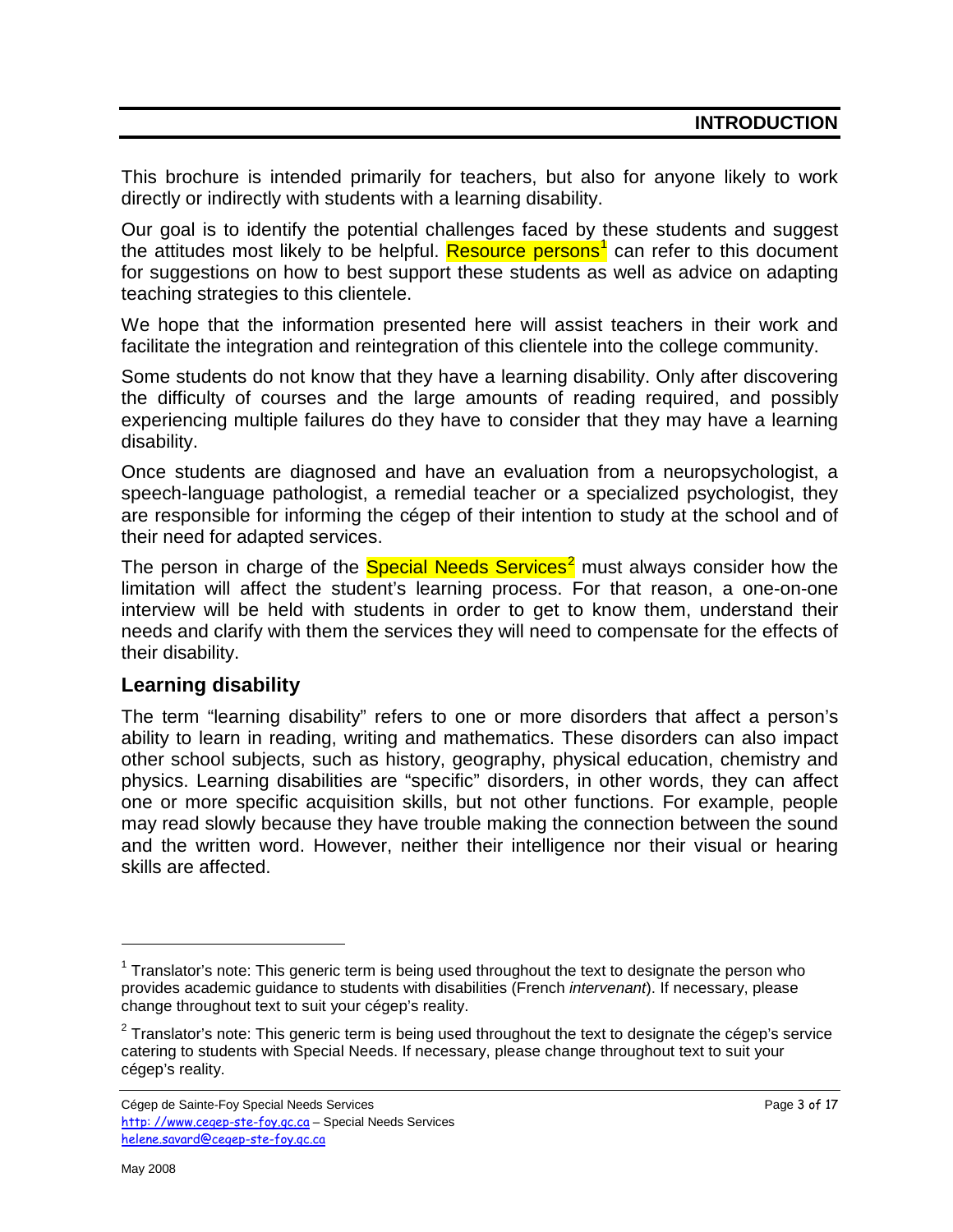## INTRODUCTION

This brochure is intended primarily for teachers, but also for anyone likely to work directly or indirectly with students with a learning disability.

Our goal is to identify the potential challenges faced by these students and suggest the attitudes most likely to be helpful. Resource persons[1] can refer to this document for suggestions on how to best support these students as well as advice on adapting teaching strategies to this clientele.

We hope that the information presented here will assist teachers in their work and facilitate the integration and reintegration of this clientele into the college community.

Some students do not know that they have a learning disability. Only after discovering the difficulty of courses and the large amounts of reading required, and possibly experiencing multiple failures do they have to consider that they may have a learning disability.

Once students are diagnosed and have an evaluation from a neuropsychologist, a speech-language pathologist, a remedial teacher or a specialized psychologist, they are responsible for informing the cégep of their intention to study at the school and of their need for adapted services.

The person in charge of the Special Needs Services[2] must always consider how the limitation will affect the student's learning process. For that reason, a one-on-one interview will be held with students in order to get to know them, understand their needs and clarify with them the services they will need to compensate for the effects of their disability.

### Learning disability

The term "learning disability" refers to one or more disorders that affect a person's ability to learn in reading, writing and mathematics. These disorders can also impact other school subjects, such as history, geography, physical education, chemistry and physics. Learning disabilities are "specific" disorders, in other words, they can affect one or more specific acquisition skills, but not other functions. For example, people may read slowly because they have trouble making the connection between the sound and the written word. However, neither their intelligence nor their visual or hearing skills are affected.

---

[1] Translator's note: This generic term is being used throughout the text to designate the person who provides academic guidance to students with disabilities (French *intervenant*). If necessary, please change throughout text to suit your cégep's reality.

[2] Translator's note: This generic term is being used throughout the text to designate the cégep's service catering to students with Special Needs. If necessary, please change throughout text to suit your cégep's reality.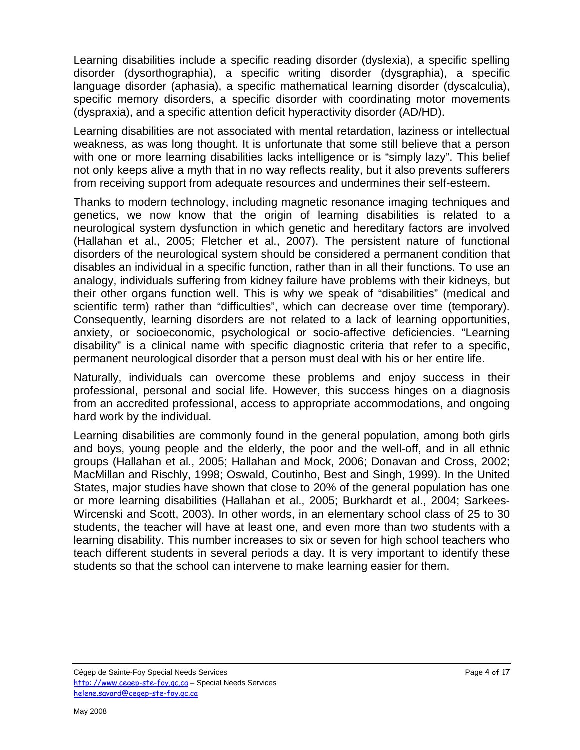Learning disabilities include a specific reading disorder (dyslexia), a specific spelling disorder (dysorthographia), a specific writing disorder (dysgraphia), a specific language disorder (aphasia), a specific mathematical learning disorder (dyscalculia), specific memory disorders, a specific disorder with coordinating motor movements (dyspraxia), and a specific attention deficit hyperactivity disorder (AD/HD).

Learning disabilities are not associated with mental retardation, laziness or intellectual weakness, as was long thought. It is unfortunate that some still believe that a person with one or more learning disabilities lacks intelligence or is "simply lazy". This belief not only keeps alive a myth that in no way reflects reality, but it also prevents sufferers from receiving support from adequate resources and undermines their self-esteem.

Thanks to modern technology, including magnetic resonance imaging techniques and genetics, we now know that the origin of learning disabilities is related to a neurological system dysfunction in which genetic and hereditary factors are involved (Hallahan et al., 2005; Fletcher et al., 2007). The persistent nature of functional disorders of the neurological system should be considered a permanent condition that disables an individual in a specific function, rather than in all their functions. To use an analogy, individuals suffering from kidney failure have problems with their kidneys, but their other organs function well. This is why we speak of "disabilities" (medical and scientific term) rather than "difficulties", which can decrease over time (temporary). Consequently, learning disorders are not related to a lack of learning opportunities, anxiety, or socioeconomic, psychological or socio-affective deficiencies. "Learning disability" is a clinical name with specific diagnostic criteria that refer to a specific, permanent neurological disorder that a person must deal with his or her entire life.

Naturally, individuals can overcome these problems and enjoy success in their professional, personal and social life. However, this success hinges on a diagnosis from an accredited professional, access to appropriate accommodations, and ongoing hard work by the individual.

Learning disabilities are commonly found in the general population, among both girls and boys, young people and the elderly, the poor and the well-off, and in all ethnic groups (Hallahan et al., 2005; Hallahan and Mock, 2006; Donavan and Cross, 2002; MacMillan and Rischly, 1998; Oswald, Coutinho, Best and Singh, 1999). In the United States, major studies have shown that close to 20% of the general population has one or more learning disabilities (Hallahan et al., 2005; Burkhardt et al., 2004; Sarkees-Wircenski and Scott, 2003). In other words, in an elementary school class of 25 to 30 students, the teacher will have at least one, and even more than two students with a learning disability. This number increases to six or seven for high school teachers who teach different students in several periods a day. It is very important to identify these students so that the school can intervene to make learning easier for them.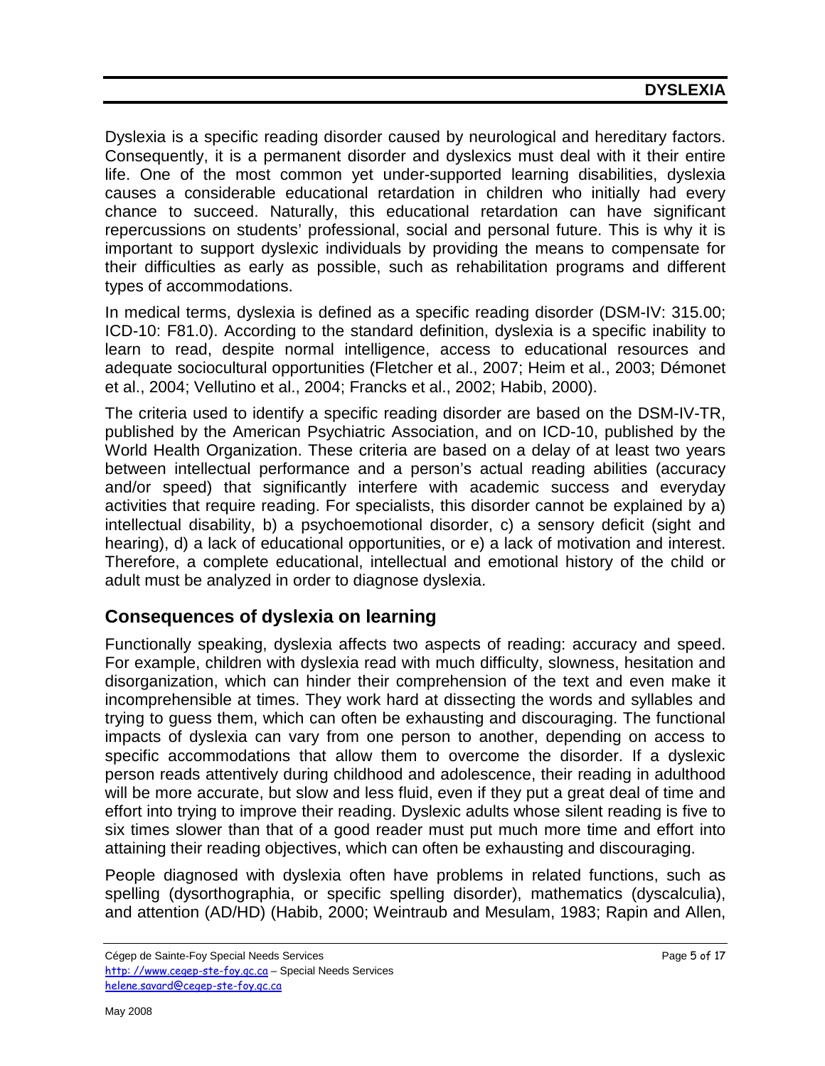# DYSLEXIA

Dyslexia is a specific reading disorder caused by neurological and hereditary factors. Consequently, it is a permanent disorder and dyslexics must deal with it their entire life. One of the most common yet under-supported learning disabilities, dyslexia causes a considerable educational retardation in children who initially had every chance to succeed. Naturally, this educational retardation can have significant repercussions on students' professional, social and personal future. This is why it is important to support dyslexic individuals by providing the means to compensate for their difficulties as early as possible, such as rehabilitation programs and different types of accommodations.

In medical terms, dyslexia is defined as a specific reading disorder (DSM-IV: 315.00; ICD-10: F81.0). According to the standard definition, dyslexia is a specific inability to learn to read, despite normal intelligence, access to educational resources and adequate sociocultural opportunities (Fletcher et al., 2007; Heim et al., 2003; Démonet et al., 2004; Vellutino et al., 2004; Francks et al., 2002; Habib, 2000).

The criteria used to identify a specific reading disorder are based on the DSM-IV-TR, published by the American Psychiatric Association, and on ICD-10, published by the World Health Organization. These criteria are based on a delay of at least two years between intellectual performance and a person's actual reading abilities (accuracy and/or speed) that significantly interfere with academic success and everyday activities that require reading. For specialists, this disorder cannot be explained by a) intellectual disability, b) a psychoemotional disorder, c) a sensory deficit (sight and hearing), d) a lack of educational opportunities, or e) a lack of motivation and interest. Therefore, a complete educational, intellectual and emotional history of the child or adult must be analyzed in order to diagnose dyslexia.

## Consequences of dyslexia on learning

Functionally speaking, dyslexia affects two aspects of reading: accuracy and speed. For example, children with dyslexia read with much difficulty, slowness, hesitation and disorganization, which can hinder their comprehension of the text and even make it incomprehensible at times. They work hard at dissecting the words and syllables and trying to guess them, which can often be exhausting and discouraging. The functional impacts of dyslexia can vary from one person to another, depending on access to specific accommodations that allow them to overcome the disorder. If a dyslexic person reads attentively during childhood and adolescence, their reading in adulthood will be more accurate, but slow and less fluid, even if they put a great deal of time and effort into trying to improve their reading. Dyslexic adults whose silent reading is five to six times slower than that of a good reader must put much more time and effort into attaining their reading objectives, which can often be exhausting and discouraging.

People diagnosed with dyslexia often have problems in related functions, such as spelling (dysorthographia, or specific spelling disorder), mathematics (dyscalculia), and attention (AD/HD) (Habib, 2000; Weintraub and Mesulam, 1983; Rapin and Allen,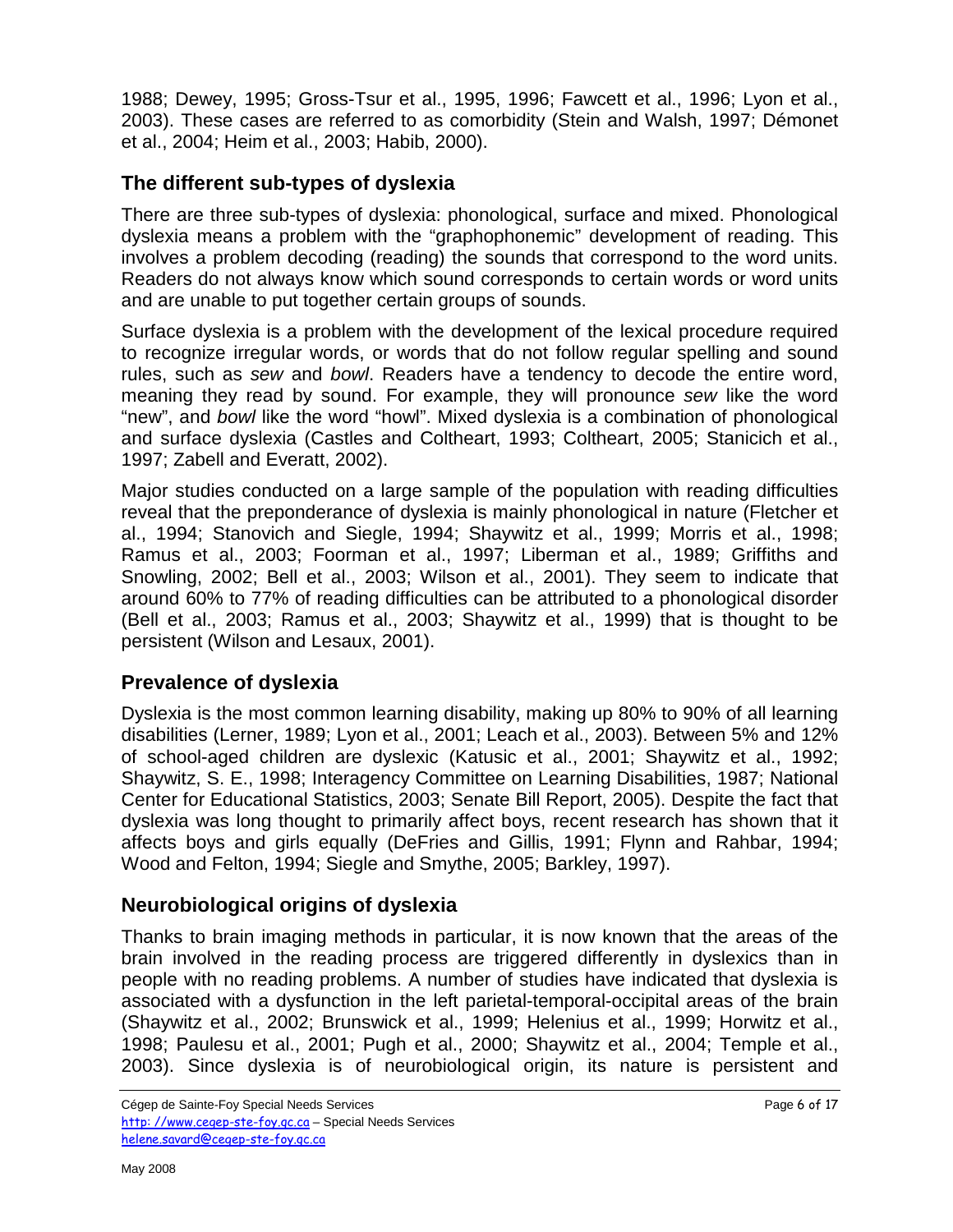1988; Dewey, 1995; Gross-Tsur et al., 1995, 1996; Fawcett et al., 1996; Lyon et al., 2003). These cases are referred to as comorbidity (Stein and Walsh, 1997; Démonet et al., 2004; Heim et al., 2003; Habib, 2000).

## The different sub-types of dyslexia

There are three sub-types of dyslexia: phonological, surface and mixed. Phonological dyslexia means a problem with the "graphophonemic" development of reading. This involves a problem decoding (reading) the sounds that correspond to the word units. Readers do not always know which sound corresponds to certain words or word units and are unable to put together certain groups of sounds.

Surface dyslexia is a problem with the development of the lexical procedure required to recognize irregular words, or words that do not follow regular spelling and sound rules, such as *sew* and *bowl*. Readers have a tendency to decode the entire word, meaning they read by sound. For example, they will pronounce *sew* like the word "new", and *bowl* like the word "howl". Mixed dyslexia is a combination of phonological and surface dyslexia (Castles and Coltheart, 1993; Coltheart, 2005; Stanicich et al., 1997; Zabell and Everatt, 2002).

Major studies conducted on a large sample of the population with reading difficulties reveal that the preponderance of dyslexia is mainly phonological in nature (Fletcher et al., 1994; Stanovich and Siegle, 1994; Shaywitz et al., 1999; Morris et al., 1998; Ramus et al., 2003; Foorman et al., 1997; Liberman et al., 1989; Griffiths and Snowling, 2002; Bell et al., 2003; Wilson et al., 2001). They seem to indicate that around 60% to 77% of reading difficulties can be attributed to a phonological disorder (Bell et al., 2003; Ramus et al., 2003; Shaywitz et al., 1999) that is thought to be persistent (Wilson and Lesaux, 2001).

## Prevalence of dyslexia

Dyslexia is the most common learning disability, making up 80% to 90% of all learning disabilities (Lerner, 1989; Lyon et al., 2001; Leach et al., 2003). Between 5% and 12% of school-aged children are dyslexic (Katusic et al., 2001; Shaywitz et al., 1992; Shaywitz, S. E., 1998; Interagency Committee on Learning Disabilities, 1987; National Center for Educational Statistics, 2003; Senate Bill Report, 2005). Despite the fact that dyslexia was long thought to primarily affect boys, recent research has shown that it affects boys and girls equally (DeFries and Gillis, 1991; Flynn and Rahbar, 1994; Wood and Felton, 1994; Siegle and Smythe, 2005; Barkley, 1997).

## Neurobiological origins of dyslexia

Thanks to brain imaging methods in particular, it is now known that the areas of the brain involved in the reading process are triggered differently in dyslexics than in people with no reading problems. A number of studies have indicated that dyslexia is associated with a dysfunction in the left parietal-temporal-occipital areas of the brain (Shaywitz et al., 2002; Brunswick et al., 1999; Helenius et al., 1999; Horwitz et al., 1998; Paulesu et al., 2001; Pugh et al., 2000; Shaywitz et al., 2004; Temple et al., 2003). Since dyslexia is of neurobiological origin, its nature is persistent and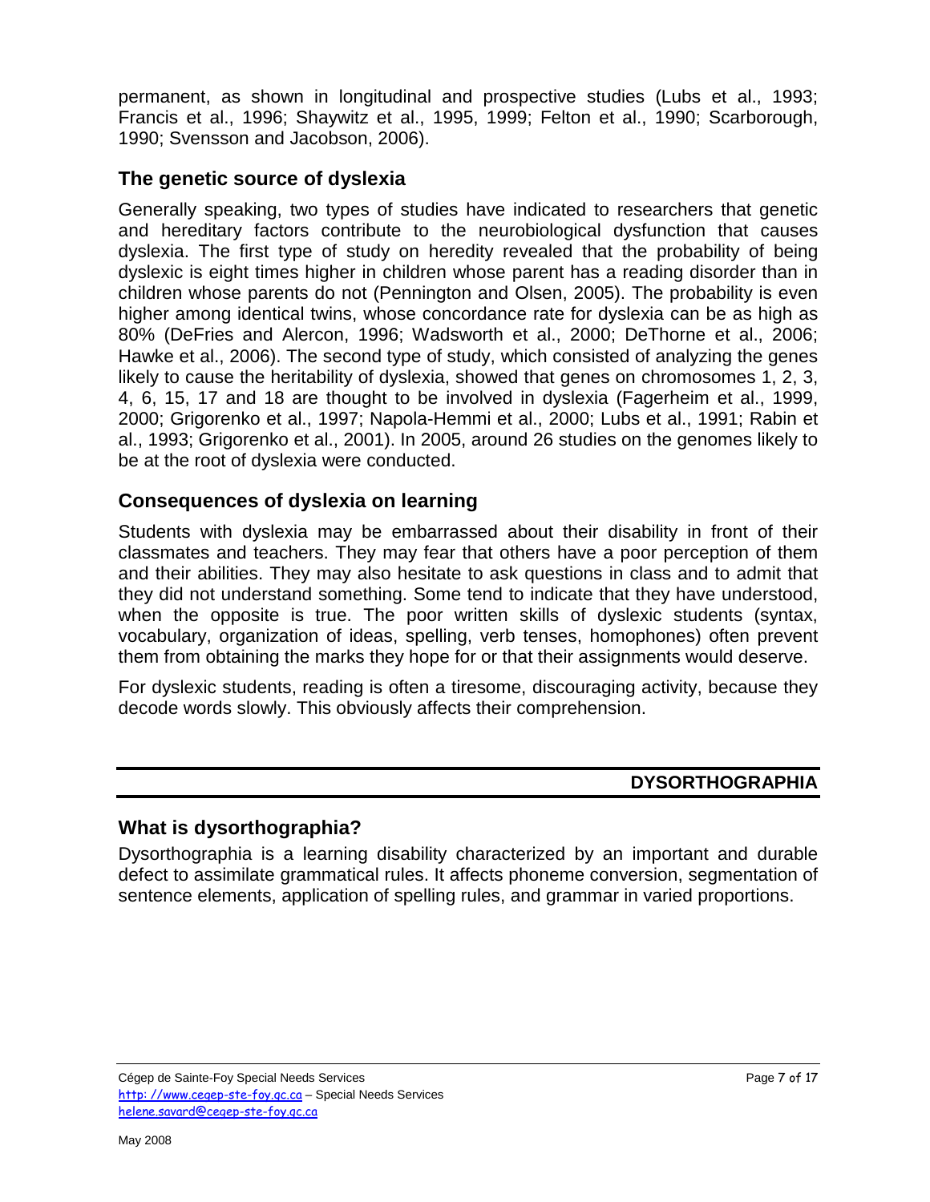permanent, as shown in longitudinal and prospective studies (Lubs et al., 1993; Francis et al., 1996; Shaywitz et al., 1995, 1999; Felton et al., 1990; Scarborough, 1990; Svensson and Jacobson, 2006).

## The genetic source of dyslexia

Generally speaking, two types of studies have indicated to researchers that genetic and hereditary factors contribute to the neurobiological dysfunction that causes dyslexia. The first type of study on heredity revealed that the probability of being dyslexic is eight times higher in children whose parent has a reading disorder than in children whose parents do not (Pennington and Olsen, 2005). The probability is even higher among identical twins, whose concordance rate for dyslexia can be as high as 80% (DeFries and Alercon, 1996; Wadsworth et al., 2000; DeThorne et al., 2006; Hawke et al., 2006). The second type of study, which consisted of analyzing the genes likely to cause the heritability of dyslexia, showed that genes on chromosomes 1, 2, 3, 4, 6, 15, 17 and 18 are thought to be involved in dyslexia (Fagerheim et al., 1999, 2000; Grigorenko et al., 1997; Napola-Hemmi et al., 2000; Lubs et al., 1991; Rabin et al., 1993; Grigorenko et al., 2001). In 2005, around 26 studies on the genomes likely to be at the root of dyslexia were conducted.

## Consequences of dyslexia on learning

Students with dyslexia may be embarrassed about their disability in front of their classmates and teachers. They may fear that others have a poor perception of them and their abilities. They may also hesitate to ask questions in class and to admit that they did not understand something. Some tend to indicate that they have understood, when the opposite is true. The poor written skills of dyslexic students (syntax, vocabulary, organization of ideas, spelling, verb tenses, homophones) often prevent them from obtaining the marks they hope for or that their assignments would deserve.

For dyslexic students, reading is often a tiresome, discouraging activity, because they decode words slowly. This obviously affects their comprehension.

# DYSORTHOGRAPHIA

## What is dysorthographia?

Dysorthographia is a learning disability characterized by an important and durable defect to assimilate grammatical rules. It affects phoneme conversion, segmentation of sentence elements, application of spelling rules, and grammar in varied proportions.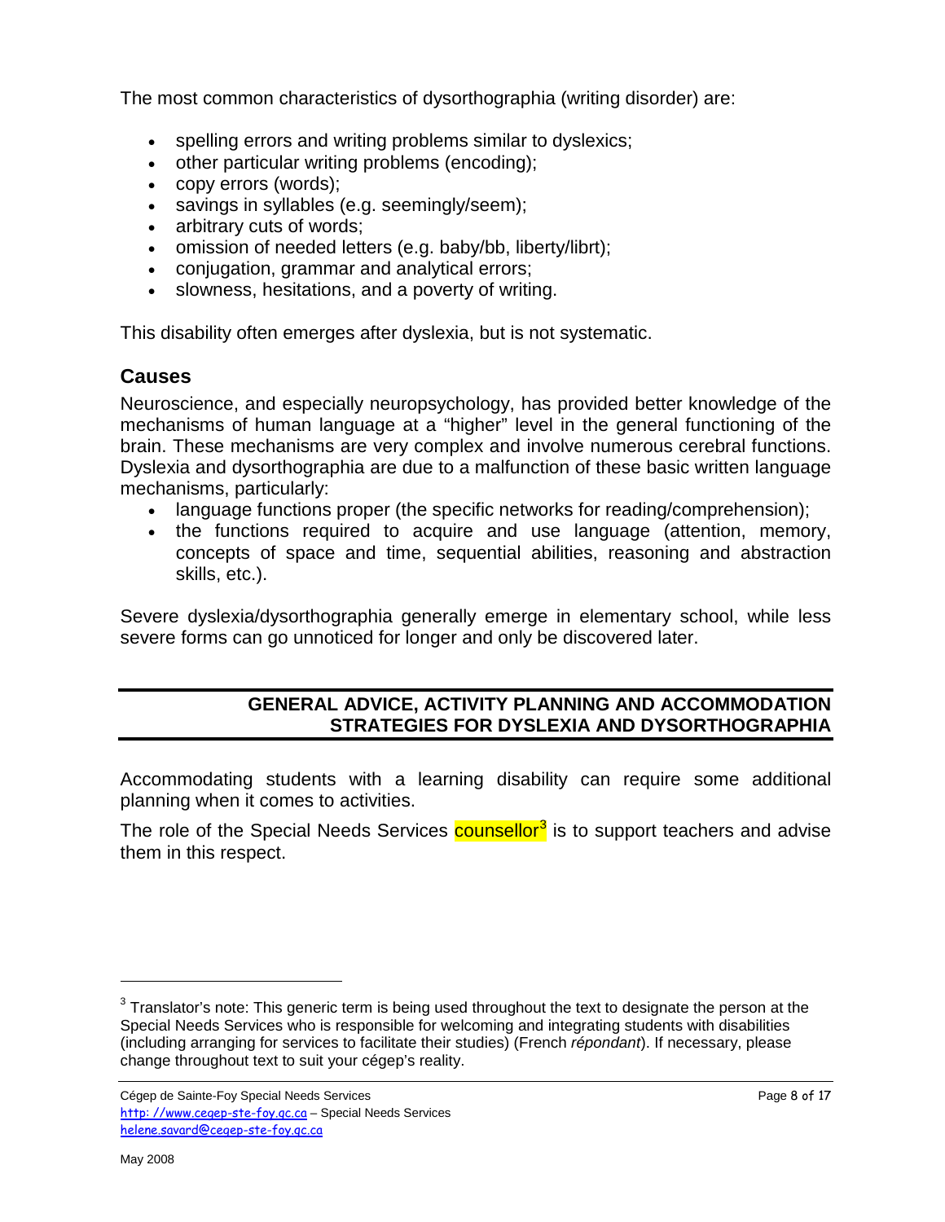The most common characteristics of dysorthographia (writing disorder) are:

- spelling errors and writing problems similar to dyslexics;
- other particular writing problems (encoding);
- copy errors (words);
- savings in syllables (e.g. seemingly/seem);
- arbitrary cuts of words;
- omission of needed letters (e.g. baby/bb, liberty/librt);
- conjugation, grammar and analytical errors;
- slowness, hesitations, and a poverty of writing.

This disability often emerges after dyslexia, but is not systematic.

## Causes

Neuroscience, and especially neuropsychology, has provided better knowledge of the mechanisms of human language at a "higher" level in the general functioning of the brain. These mechanisms are very complex and involve numerous cerebral functions. Dyslexia and dysorthographia are due to a malfunction of these basic written language mechanisms, particularly:

- language functions proper (the specific networks for reading/comprehension);
- the functions required to acquire and use language (attention, memory, concepts of space and time, sequential abilities, reasoning and abstraction skills, etc.).

Severe dyslexia/dysorthographia generally emerge in elementary school, while less severe forms can go unnoticed for longer and only be discovered later.

## GENERAL ADVICE, ACTIVITY PLANNING AND ACCOMMODATION STRATEGIES FOR DYSLEXIA AND DYSORTHOGRAPHIA

Accommodating students with a learning disability can require some additional planning when it comes to activities.

The role of the Special Needs Services counsellor[3] is to support teachers and advise them in this respect.

[3] Translator's note: This generic term is being used throughout the text to designate the person at the Special Needs Services who is responsible for welcoming and integrating students with disabilities (including arranging for services to facilitate their studies) (French *répondant*). If necessary, please change throughout text to suit your cégep's reality.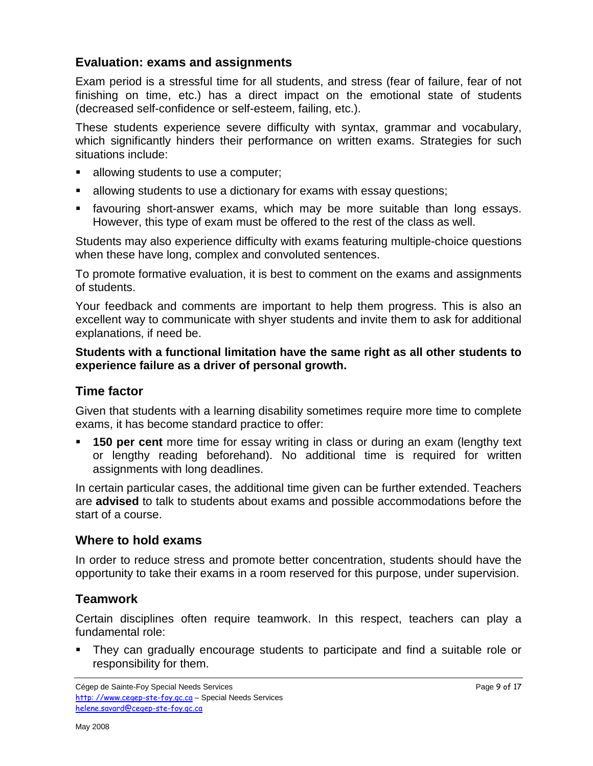## Evaluation: exams and assignments

Exam period is a stressful time for all students, and stress (fear of failure, fear of not finishing on time, etc.) has a direct impact on the emotional state of students (decreased self-confidence or self-esteem, failing, etc.).

These students experience severe difficulty with syntax, grammar and vocabulary, which significantly hinders their performance on written exams. Strategies for such situations include:

- allowing students to use a computer;
- allowing students to use a dictionary for exams with essay questions;
- favouring short-answer exams, which may be more suitable than long essays. However, this type of exam must be offered to the rest of the class as well.

Students may also experience difficulty with exams featuring multiple-choice questions when these have long, complex and convoluted sentences.

To promote formative evaluation, it is best to comment on the exams and assignments of students.

Your feedback and comments are important to help them progress. This is also an excellent way to communicate with shyer students and invite them to ask for additional explanations, if need be.

**Students with a functional limitation have the same right as all other students to experience failure as a driver of personal growth.**

## Time factor

Given that students with a learning disability sometimes require more time to complete exams, it has become standard practice to offer:

- **150 per cent** more time for essay writing in class or during an exam (lengthy text or lengthy reading beforehand). No additional time is required for written assignments with long deadlines.

In certain particular cases, the additional time given can be further extended. Teachers are **advised** to talk to students about exams and possible accommodations before the start of a course.

## Where to hold exams

In order to reduce stress and promote better concentration, students should have the opportunity to take their exams in a room reserved for this purpose, under supervision.

## Teamwork

Certain disciplines often require teamwork. In this respect, teachers can play a fundamental role:

- They can gradually encourage students to participate and find a suitable role or responsibility for them.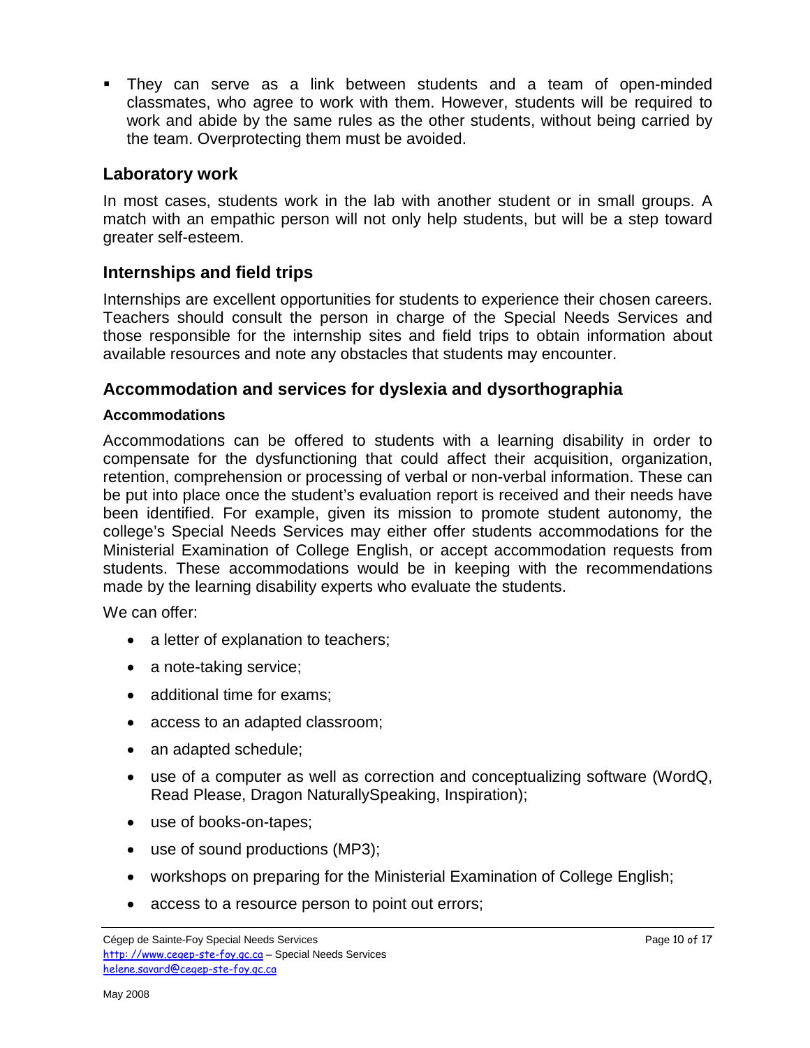- They can serve as a link between students and a team of open-minded classmates, who agree to work with them. However, students will be required to work and abide by the same rules as the other students, without being carried by the team. Overprotecting them must be avoided.

## Laboratory work

In most cases, students work in the lab with another student or in small groups. A match with an empathic person will not only help students, but will be a step toward greater self-esteem.

## Internships and field trips

Internships are excellent opportunities for students to experience their chosen careers. Teachers should consult the person in charge of the Special Needs Services and those responsible for the internship sites and field trips to obtain information about available resources and note any obstacles that students may encounter.

## Accommodation and services for dyslexia and dysorthographia

### Accommodations

Accommodations can be offered to students with a learning disability in order to compensate for the dysfunctioning that could affect their acquisition, organization, retention, comprehension or processing of verbal or non-verbal information. These can be put into place once the student's evaluation report is received and their needs have been identified. For example, given its mission to promote student autonomy, the college's Special Needs Services may either offer students accommodations for the Ministerial Examination of College English, or accept accommodation requests from students. These accommodations would be in keeping with the recommendations made by the learning disability experts who evaluate the students.

We can offer:

- a letter of explanation to teachers;
- a note-taking service;
- additional time for exams;
- access to an adapted classroom;
- an adapted schedule;
- use of a computer as well as correction and conceptualizing software (WordQ, Read Please, Dragon NaturallySpeaking, Inspiration);
- use of books-on-tapes;
- use of sound productions (MP3);
- workshops on preparing for the Ministerial Examination of College English;
- access to a resource person to point out errors;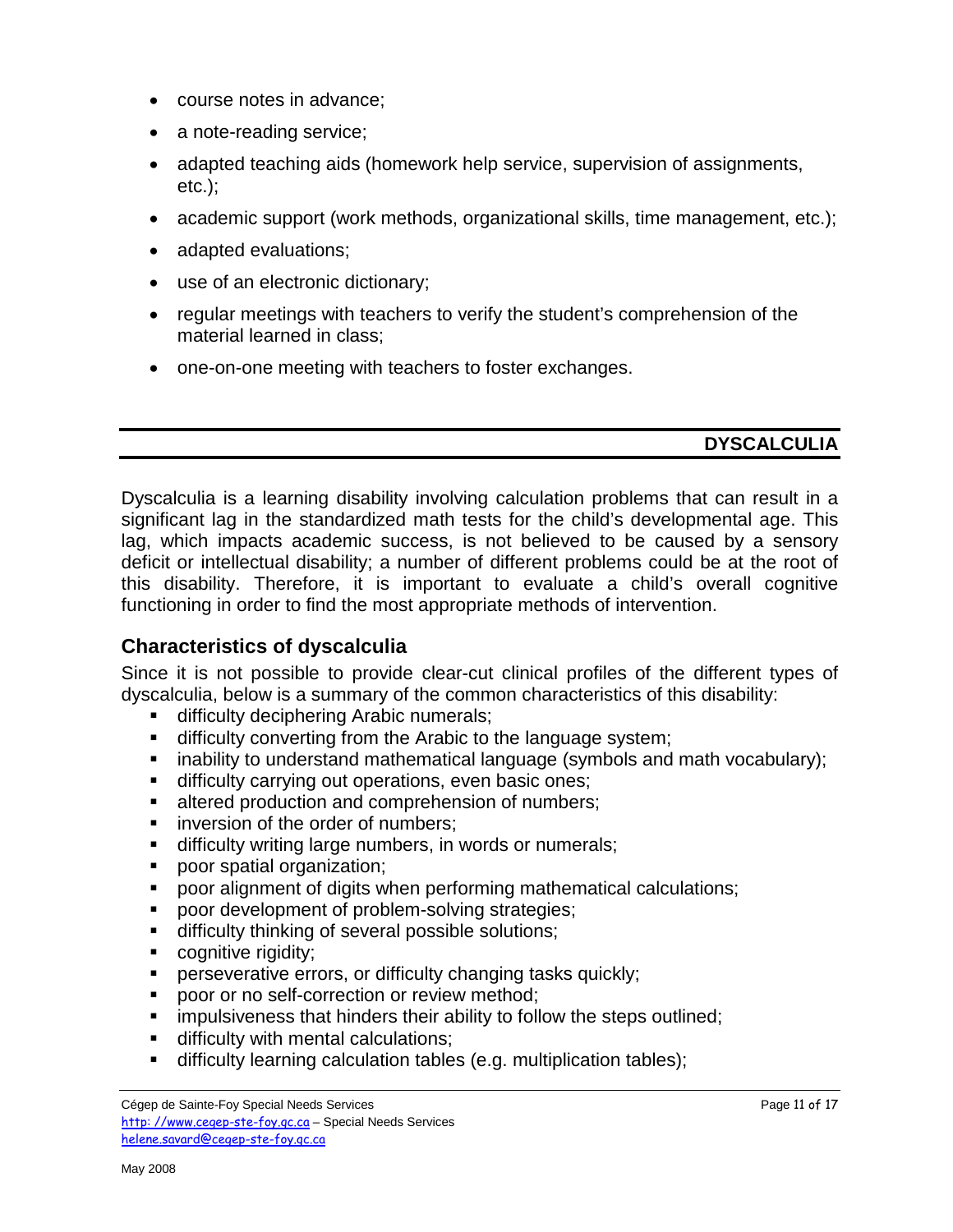- course notes in advance;
- a note-reading service;
- adapted teaching aids (homework help service, supervision of assignments, etc.);
- academic support (work methods, organizational skills, time management, etc.);
- adapted evaluations;
- use of an electronic dictionary;
- regular meetings with teachers to verify the student's comprehension of the material learned in class;
- one-on-one meeting with teachers to foster exchanges.

## DYSCALCULIA

Dyscalculia is a learning disability involving calculation problems that can result in a significant lag in the standardized math tests for the child's developmental age. This lag, which impacts academic success, is not believed to be caused by a sensory deficit or intellectual disability; a number of different problems could be at the root of this disability. Therefore, it is important to evaluate a child's overall cognitive functioning in order to find the most appropriate methods of intervention.

### Characteristics of dyscalculia

Since it is not possible to provide clear-cut clinical profiles of the different types of dyscalculia, below is a summary of the common characteristics of this disability:

- difficulty deciphering Arabic numerals;
- difficulty converting from the Arabic to the language system;
- inability to understand mathematical language (symbols and math vocabulary);
- difficulty carrying out operations, even basic ones;
- altered production and comprehension of numbers;
- inversion of the order of numbers;
- difficulty writing large numbers, in words or numerals;
- poor spatial organization;
- poor alignment of digits when performing mathematical calculations;
- poor development of problem-solving strategies;
- difficulty thinking of several possible solutions;
- cognitive rigidity;
- perseverative errors, or difficulty changing tasks quickly;
- poor or no self-correction or review method;
- impulsiveness that hinders their ability to follow the steps outlined;
- difficulty with mental calculations;
- difficulty learning calculation tables (e.g. multiplication tables);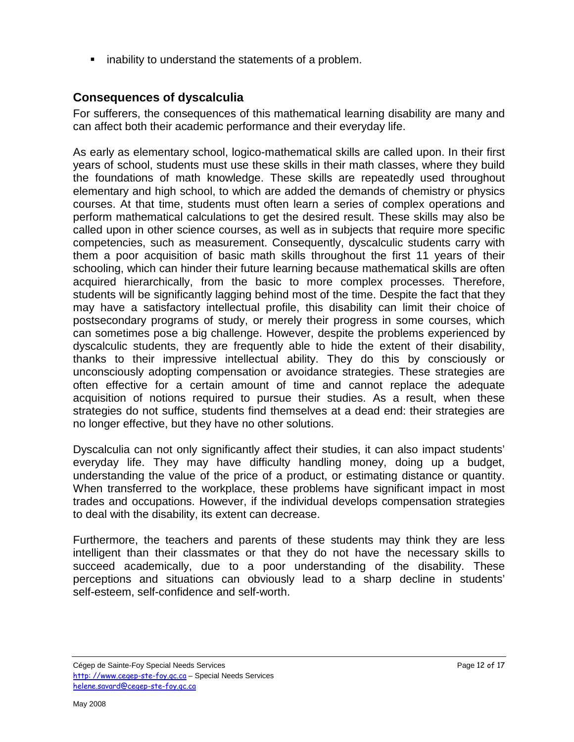- inability to understand the statements of a problem.

## Consequences of dyscalculia

For sufferers, the consequences of this mathematical learning disability are many and can affect both their academic performance and their everyday life.

As early as elementary school, logico-mathematical skills are called upon. In their first years of school, students must use these skills in their math classes, where they build the foundations of math knowledge. These skills are repeatedly used throughout elementary and high school, to which are added the demands of chemistry or physics courses. At that time, students must often learn a series of complex operations and perform mathematical calculations to get the desired result. These skills may also be called upon in other science courses, as well as in subjects that require more specific competencies, such as measurement. Consequently, dyscalculic students carry with them a poor acquisition of basic math skills throughout the first 11 years of their schooling, which can hinder their future learning because mathematical skills are often acquired hierarchically, from the basic to more complex processes. Therefore, students will be significantly lagging behind most of the time. Despite the fact that they may have a satisfactory intellectual profile, this disability can limit their choice of postsecondary programs of study, or merely their progress in some courses, which can sometimes pose a big challenge. However, despite the problems experienced by dyscalculic students, they are frequently able to hide the extent of their disability, thanks to their impressive intellectual ability. They do this by consciously or unconsciously adopting compensation or avoidance strategies. These strategies are often effective for a certain amount of time and cannot replace the adequate acquisition of notions required to pursue their studies. As a result, when these strategies do not suffice, students find themselves at a dead end: their strategies are no longer effective, but they have no other solutions.

Dyscalculia can not only significantly affect their studies, it can also impact students' everyday life. They may have difficulty handling money, doing up a budget, understanding the value of the price of a product, or estimating distance or quantity. When transferred to the workplace, these problems have significant impact in most trades and occupations. However, if the individual develops compensation strategies to deal with the disability, its extent can decrease.

Furthermore, the teachers and parents of these students may think they are less intelligent than their classmates or that they do not have the necessary skills to succeed academically, due to a poor understanding of the disability. These perceptions and situations can obviously lead to a sharp decline in students' self-esteem, self-confidence and self-worth.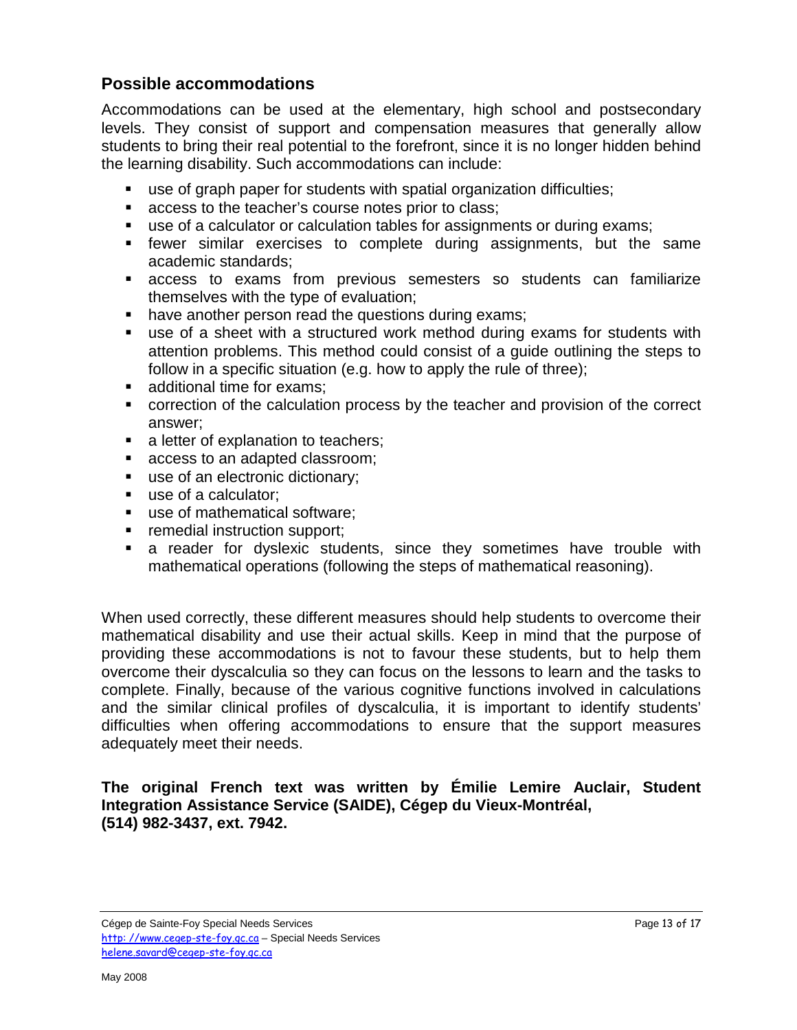## Possible accommodations

Accommodations can be used at the elementary, high school and postsecondary levels. They consist of support and compensation measures that generally allow students to bring their real potential to the forefront, since it is no longer hidden behind the learning disability. Such accommodations can include:

- use of graph paper for students with spatial organization difficulties;
- access to the teacher's course notes prior to class;
- use of a calculator or calculation tables for assignments or during exams;
- fewer similar exercises to complete during assignments, but the same academic standards;
- access to exams from previous semesters so students can familiarize themselves with the type of evaluation;
- have another person read the questions during exams;
- use of a sheet with a structured work method during exams for students with attention problems. This method could consist of a guide outlining the steps to follow in a specific situation (e.g. how to apply the rule of three);
- additional time for exams;
- correction of the calculation process by the teacher and provision of the correct answer;
- a letter of explanation to teachers;
- access to an adapted classroom;
- use of an electronic dictionary;
- use of a calculator;
- use of mathematical software;
- remedial instruction support;
- a reader for dyslexic students, since they sometimes have trouble with mathematical operations (following the steps of mathematical reasoning).

When used correctly, these different measures should help students to overcome their mathematical disability and use their actual skills. Keep in mind that the purpose of providing these accommodations is not to favour these students, but to help them overcome their dyscalculia so they can focus on the lessons to learn and the tasks to complete. Finally, because of the various cognitive functions involved in calculations and the similar clinical profiles of dyscalculia, it is important to identify students' difficulties when offering accommodations to ensure that the support measures adequately meet their needs.

**The original French text was written by Émilie Lemire Auclair, Student Integration Assistance Service (SAIDE), Cégep du Vieux-Montréal, (514) 982-3437, ext. 7942.**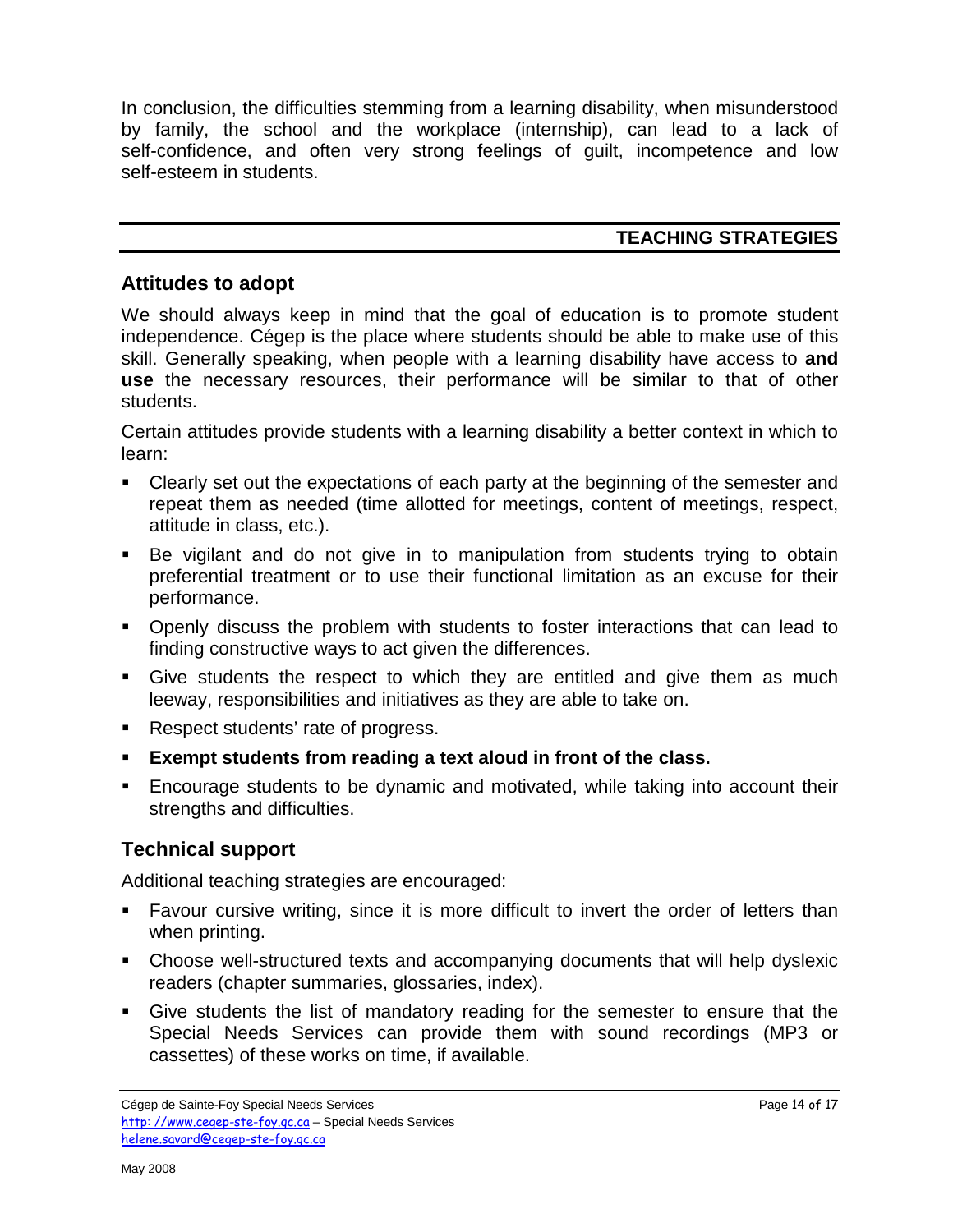In conclusion, the difficulties stemming from a learning disability, when misunderstood by family, the school and the workplace (internship), can lead to a lack of self-confidence, and often very strong feelings of guilt, incompetence and low self-esteem in students.

## TEACHING STRATEGIES

### Attitudes to adopt

We should always keep in mind that the goal of education is to promote student independence. Cégep is the place where students should be able to make use of this skill. Generally speaking, when people with a learning disability have access to **and use** the necessary resources, their performance will be similar to that of other students.

Certain attitudes provide students with a learning disability a better context in which to learn:

- Clearly set out the expectations of each party at the beginning of the semester and repeat them as needed (time allotted for meetings, content of meetings, respect, attitude in class, etc.).
- Be vigilant and do not give in to manipulation from students trying to obtain preferential treatment or to use their functional limitation as an excuse for their performance.
- Openly discuss the problem with students to foster interactions that can lead to finding constructive ways to act given the differences.
- Give students the respect to which they are entitled and give them as much leeway, responsibilities and initiatives as they are able to take on.
- Respect students' rate of progress.
- **Exempt students from reading a text aloud in front of the class.**
- Encourage students to be dynamic and motivated, while taking into account their strengths and difficulties.

### Technical support

Additional teaching strategies are encouraged:

- Favour cursive writing, since it is more difficult to invert the order of letters than when printing.
- Choose well-structured texts and accompanying documents that will help dyslexic readers (chapter summaries, glossaries, index).
- Give students the list of mandatory reading for the semester to ensure that the Special Needs Services can provide them with sound recordings (MP3 or cassettes) of these works on time, if available.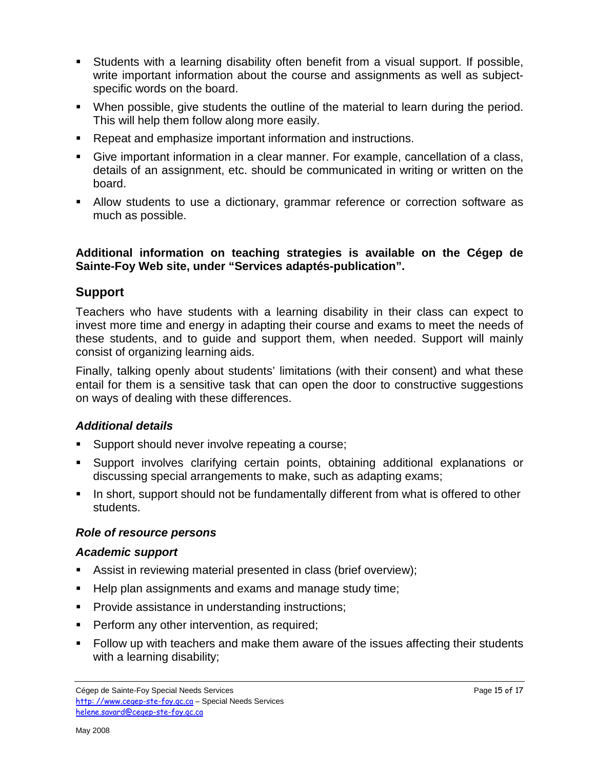- Students with a learning disability often benefit from a visual support. If possible, write important information about the course and assignments as well as subject-specific words on the board.
- When possible, give students the outline of the material to learn during the period. This will help them follow along more easily.
- Repeat and emphasize important information and instructions.
- Give important information in a clear manner. For example, cancellation of a class, details of an assignment, etc. should be communicated in writing or written on the board.
- Allow students to use a dictionary, grammar reference or correction software as much as possible.

**Additional information on teaching strategies is available on the Cégep de Sainte-Foy Web site, under "Services adaptés-publication".**

## Support

Teachers who have students with a learning disability in their class can expect to invest more time and energy in adapting their course and exams to meet the needs of these students, and to guide and support them, when needed. Support will mainly consist of organizing learning aids.

Finally, talking openly about students' limitations (with their consent) and what these entail for them is a sensitive task that can open the door to constructive suggestions on ways of dealing with these differences.

### *Additional details*

- Support should never involve repeating a course;
- Support involves clarifying certain points, obtaining additional explanations or discussing special arrangements to make, such as adapting exams;
- In short, support should not be fundamentally different from what is offered to other students.

### *Role of resource persons*

### *Academic support*

- Assist in reviewing material presented in class (brief overview);
- Help plan assignments and exams and manage study time;
- Provide assistance in understanding instructions;
- Perform any other intervention, as required;
- Follow up with teachers and make them aware of the issues affecting their students with a learning disability;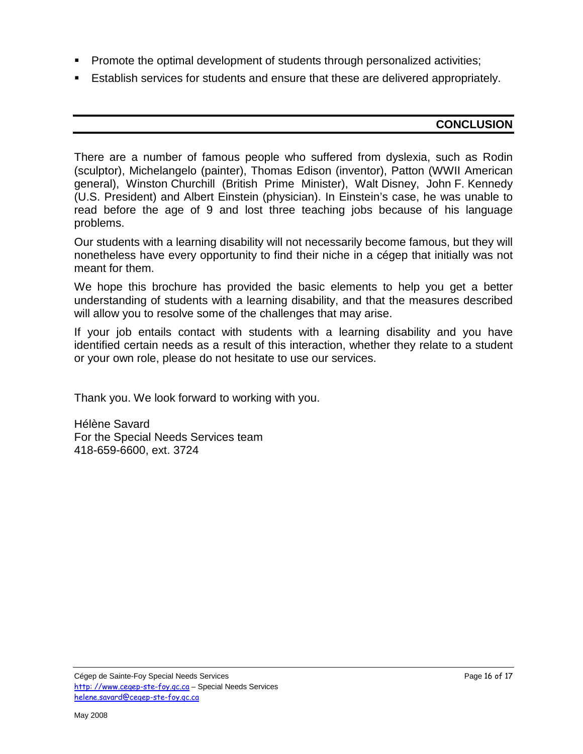- Promote the optimal development of students through personalized activities;
- Establish services for students and ensure that these are delivered appropriately.

## CONCLUSION

There are a number of famous people who suffered from dyslexia, such as Rodin (sculptor), Michelangelo (painter), Thomas Edison (inventor), Patton (WWII American general), Winston Churchill (British Prime Minister), Walt Disney, John F. Kennedy (U.S. President) and Albert Einstein (physician). In Einstein's case, he was unable to read before the age of 9 and lost three teaching jobs because of his language problems.

Our students with a learning disability will not necessarily become famous, but they will nonetheless have every opportunity to find their niche in a cégep that initially was not meant for them.

We hope this brochure has provided the basic elements to help you get a better understanding of students with a learning disability, and that the measures described will allow you to resolve some of the challenges that may arise.

If your job entails contact with students with a learning disability and you have identified certain needs as a result of this interaction, whether they relate to a student or your own role, please do not hesitate to use our services.

Thank you. We look forward to working with you.

Hélène Savard  
For the Special Needs Services team  
418-659-6600, ext. 3724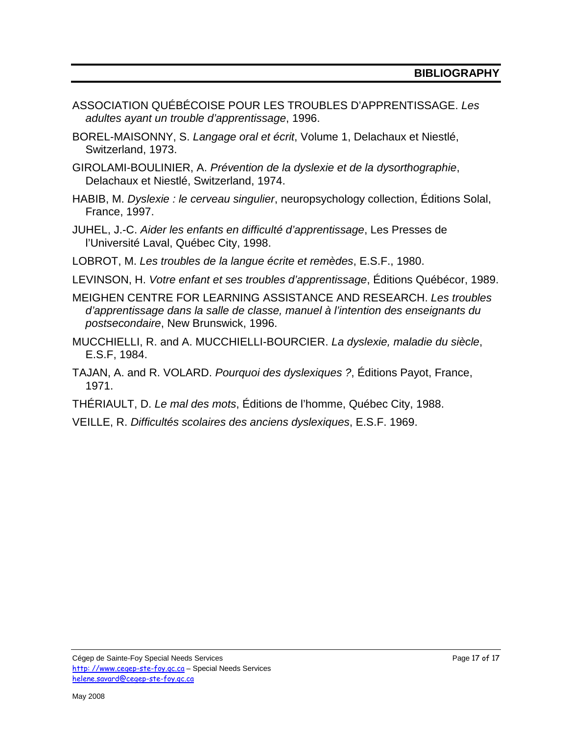## BIBLIOGRAPHY

ASSOCIATION QUÉBÉCOISE POUR LES TROUBLES D'APPRENTISSAGE. *Les adultes ayant un trouble d'apprentissage*, 1996.

BOREL-MAISONNY, S. *Langage oral et écrit*, Volume 1, Delachaux et Niestlé, Switzerland, 1973.

GIROLAMI-BOULINIER, A. *Prévention de la dyslexie et de la dysorthographie*, Delachaux et Niestlé, Switzerland, 1974.

HABIB, M. *Dyslexie : le cerveau singulier*, neuropsychology collection, Éditions Solal, France, 1997.

JUHEL, J.-C. *Aider les enfants en difficulté d'apprentissage*, Les Presses de l'Université Laval, Québec City, 1998.

LOBROT, M. *Les troubles de la langue écrite et remèdes*, E.S.F., 1980.

LEVINSON, H. *Votre enfant et ses troubles d'apprentissage*, Éditions Québécor, 1989.

MEIGHEN CENTRE FOR LEARNING ASSISTANCE AND RESEARCH. *Les troubles d'apprentissage dans la salle de classe, manuel à l'intention des enseignants du postsecondaire*, New Brunswick, 1996.

MUCCHIELLI, R. and A. MUCCHIELLI-BOURCIER. *La dyslexie, maladie du siècle*, E.S.F, 1984.

TAJAN, A. and R. VOLARD. *Pourquoi des dyslexiques ?*, Éditions Payot, France, 1971.

THÉRIAULT, D. *Le mal des mots*, Éditions de l'homme, Québec City, 1988.

VEILLE, R. *Difficultés scolaires des anciens dyslexiques*, E.S.F. 1969.